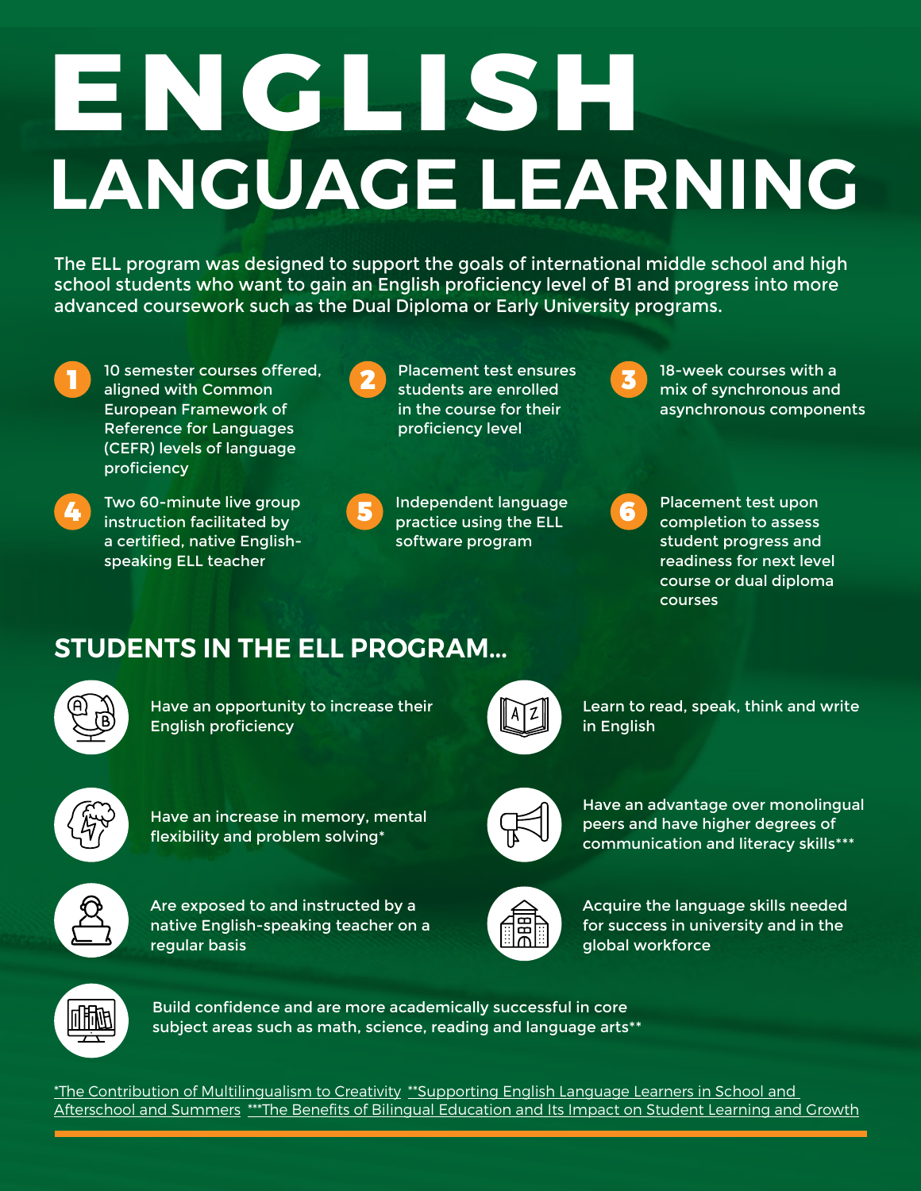# ENGLISH LANGUAGE LEARNING

The ELL program was designed to support the goals of international middle school and high school students who want to gain an English proficiency level of B1 and progress into more advanced coursework such as the Dual Diploma or Early University programs.

1. 10 semester courses offered, aligned with Common European Framework of Reference for Languages (CEFR) levels of language proficiency
2. Placement test ensures students are enrolled in the course for their proficiency level
3. 18-week courses with a mix of synchronous and asynchronous components
4. Two 60-minute live group instruction facilitated by a certified, native English-speaking ELL teacher
5. Independent language practice using the ELL software program
6. Placement test upon completion to assess student progress and readiness for next level course or dual diploma courses

## STUDENTS IN THE ELL PROGRAM...

- Have an opportunity to increase their English proficiency
- Learn to read, speak, think and write in English
- Have an increase in memory, mental flexibility and problem solving*
- Have an advantage over monolingual peers and have higher degrees of communication and literacy skills***
- Are exposed to and instructed by a native English-speaking teacher on a regular basis
- Acquire the language skills needed for success in university and in the global workforce
- Build confidence and are more academically successful in core subject areas such as math, science, reading and language arts**

*The Contribution of Multilingualism to Creativity **Supporting English Language Learners in School and Afterschool and Summers ***The Benefits of Bilingual Education and Its Impact on Student Learning and Growth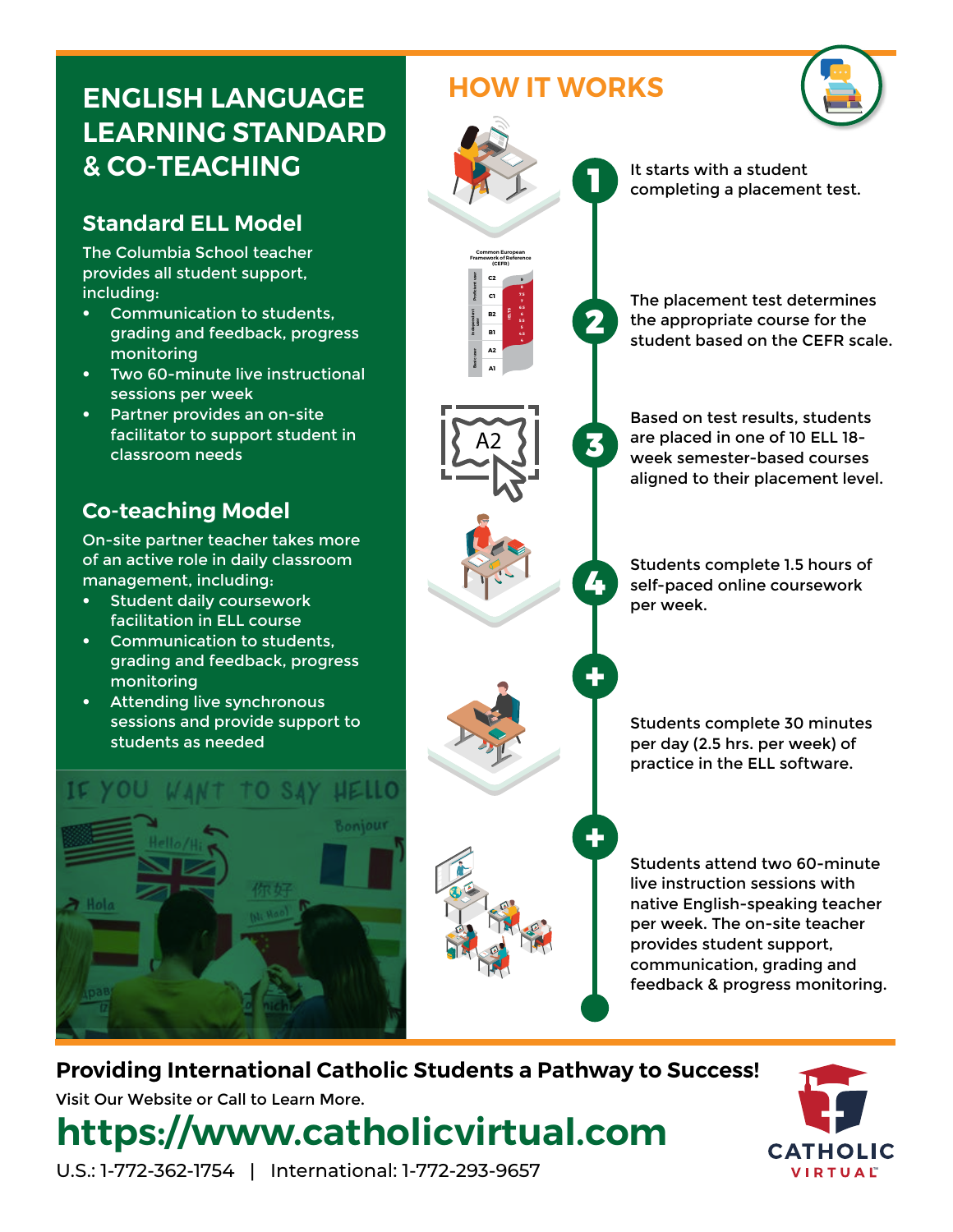# ENGLISH LANGUAGE LEARNING STANDARD & CO-TEACHING

## Standard ELL Model

The Columbia School teacher provides all student support, including:

- Communication to students, grading and feedback, progress monitoring
- Two 60-minute live instructional sessions per week
- Partner provides an on-site facilitator to support student in classroom needs

## Co-teaching Model

On-site partner teacher takes more of an active role in daily classroom management, including:

- Student daily coursework facilitation in ELL course
- Communication to students, grading and feedback, progress monitoring
- Attending live synchronous sessions and provide support to students as needed

## HOW IT WORKS

1. It starts with a student completing a placement test.
2. The placement test determines the appropriate course for the student based on the CEFR scale.
3. Based on test results, students are placed in one of 10 ELL 18-week semester-based courses aligned to their placement level.
4. Students complete 1.5 hours of self-paced online coursework per week.

\+ Students complete 30 minutes per day (2.5 hrs. per week) of practice in the ELL software.

\+ Students attend two 60-minute live instruction sessions with native English-speaking teacher per week. The on-site teacher provides student support, communication, grading and feedback & progress monitoring.

**Providing International Catholic Students a Pathway to Success!**

Visit Our Website or Call to Learn More.

## https://www.catholicvirtual.com

U.S.: 1-772-362-1754 | International: 1-772-293-9657

CATHOLIC VIRTUAL